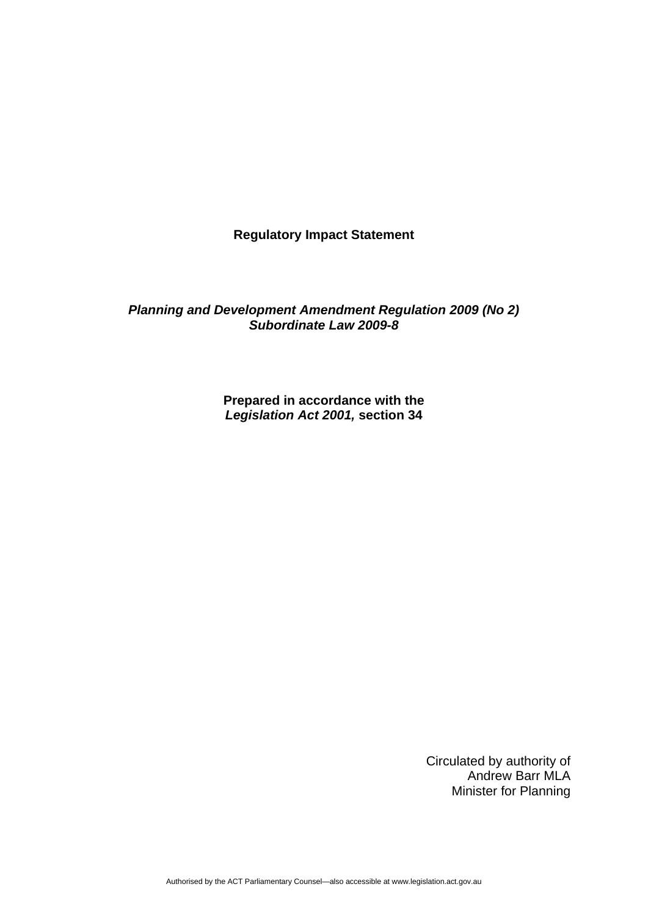**Regulatory Impact Statement**

***Planning and Development Amendment Regulation 2009 (No 2)***
***Subordinate Law 2009-8***

**Prepared in accordance with the**
***Legislation Act 2001,*** **section 34**

Circulated by authority of
Andrew Barr MLA
Minister for Planning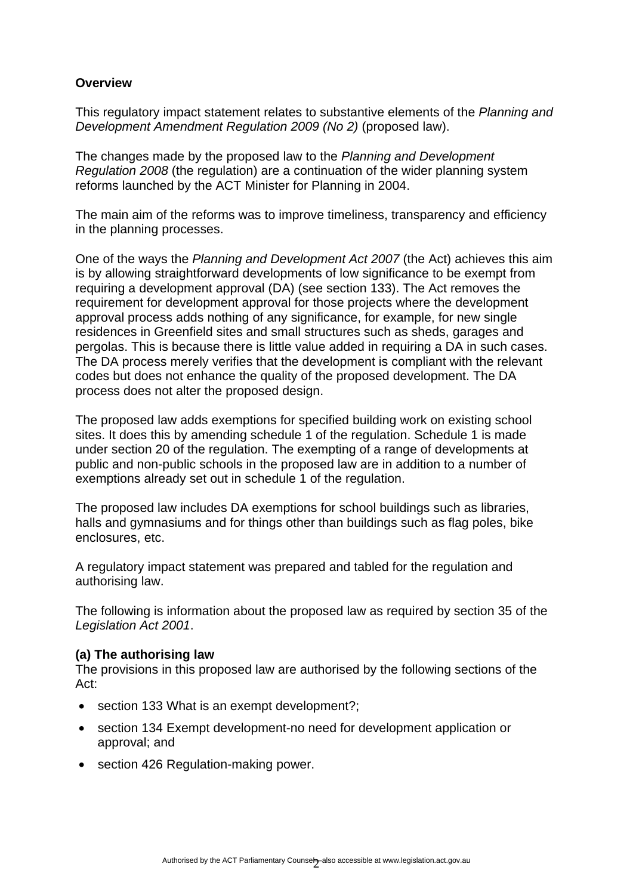**Overview**

This regulatory impact statement relates to substantive elements of the *Planning and Development Amendment Regulation 2009 (No 2)* (proposed law).

The changes made by the proposed law to the *Planning and Development Regulation 2008* (the regulation) are a continuation of the wider planning system reforms launched by the ACT Minister for Planning in 2004.

The main aim of the reforms was to improve timeliness, transparency and efficiency in the planning processes.

One of the ways the *Planning and Development Act 2007* (the Act) achieves this aim is by allowing straightforward developments of low significance to be exempt from requiring a development approval (DA) (see section 133). The Act removes the requirement for development approval for those projects where the development approval process adds nothing of any significance, for example, for new single residences in Greenfield sites and small structures such as sheds, garages and pergolas. This is because there is little value added in requiring a DA in such cases. The DA process merely verifies that the development is compliant with the relevant codes but does not enhance the quality of the proposed development. The DA process does not alter the proposed design.

The proposed law adds exemptions for specified building work on existing school sites. It does this by amending schedule 1 of the regulation. Schedule 1 is made under section 20 of the regulation. The exempting of a range of developments at public and non-public schools in the proposed law are in addition to a number of exemptions already set out in schedule 1 of the regulation.

The proposed law includes DA exemptions for school buildings such as libraries, halls and gymnasiums and for things other than buildings such as flag poles, bike enclosures, etc.

A regulatory impact statement was prepared and tabled for the regulation and authorising law.

The following is information about the proposed law as required by section 35 of the *Legislation Act 2001*.

**(a) The authorising law**

The provisions in this proposed law are authorised by the following sections of the Act:

- section 133 What is an exempt development?;
- section 134 Exempt development-no need for development application or approval; and
- section 426 Regulation-making power.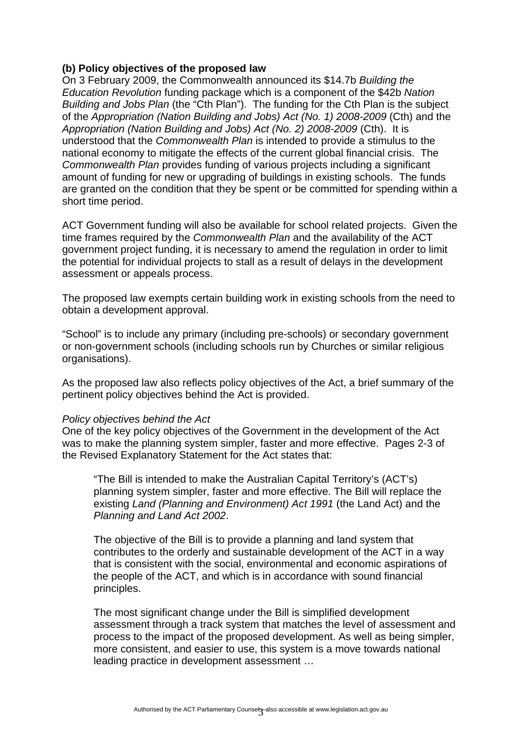**(b) Policy objectives of the proposed law**

On 3 February 2009, the Commonwealth announced its $14.7b *Building the Education Revolution* funding package which is a component of the $42b *Nation Building and Jobs Plan* (the "Cth Plan"). The funding for the Cth Plan is the subject of the *Appropriation (Nation Building and Jobs) Act (No. 1) 2008-2009* (Cth) and the *Appropriation (Nation Building and Jobs) Act (No. 2) 2008-2009* (Cth). It is understood that the *Commonwealth Plan* is intended to provide a stimulus to the national economy to mitigate the effects of the current global financial crisis. The *Commonwealth Plan* provides funding of various projects including a significant amount of funding for new or upgrading of buildings in existing schools. The funds are granted on the condition that they be spent or be committed for spending within a short time period.

ACT Government funding will also be available for school related projects. Given the time frames required by the *Commonwealth Plan* and the availability of the ACT government project funding, it is necessary to amend the regulation in order to limit the potential for individual projects to stall as a result of delays in the development assessment or appeals process.

The proposed law exempts certain building work in existing schools from the need to obtain a development approval.

"School" is to include any primary (including pre-schools) or secondary government or non-government schools (including schools run by Churches or similar religious organisations).

As the proposed law also reflects policy objectives of the Act, a brief summary of the pertinent policy objectives behind the Act is provided.

*Policy objectives behind the Act*

One of the key policy objectives of the Government in the development of the Act was to make the planning system simpler, faster and more effective. Pages 2-3 of the Revised Explanatory Statement for the Act states that:

> "The Bill is intended to make the Australian Capital Territory's (ACT's) planning system simpler, faster and more effective. The Bill will replace the existing *Land (Planning and Environment) Act 1991* (the Land Act) and the *Planning and Land Act 2002*.
>
> The objective of the Bill is to provide a planning and land system that contributes to the orderly and sustainable development of the ACT in a way that is consistent with the social, environmental and economic aspirations of the people of the ACT, and which is in accordance with sound financial principles.
>
> The most significant change under the Bill is simplified development assessment through a track system that matches the level of assessment and process to the impact of the proposed development. As well as being simpler, more consistent, and easier to use, this system is a move towards national leading practice in development assessment …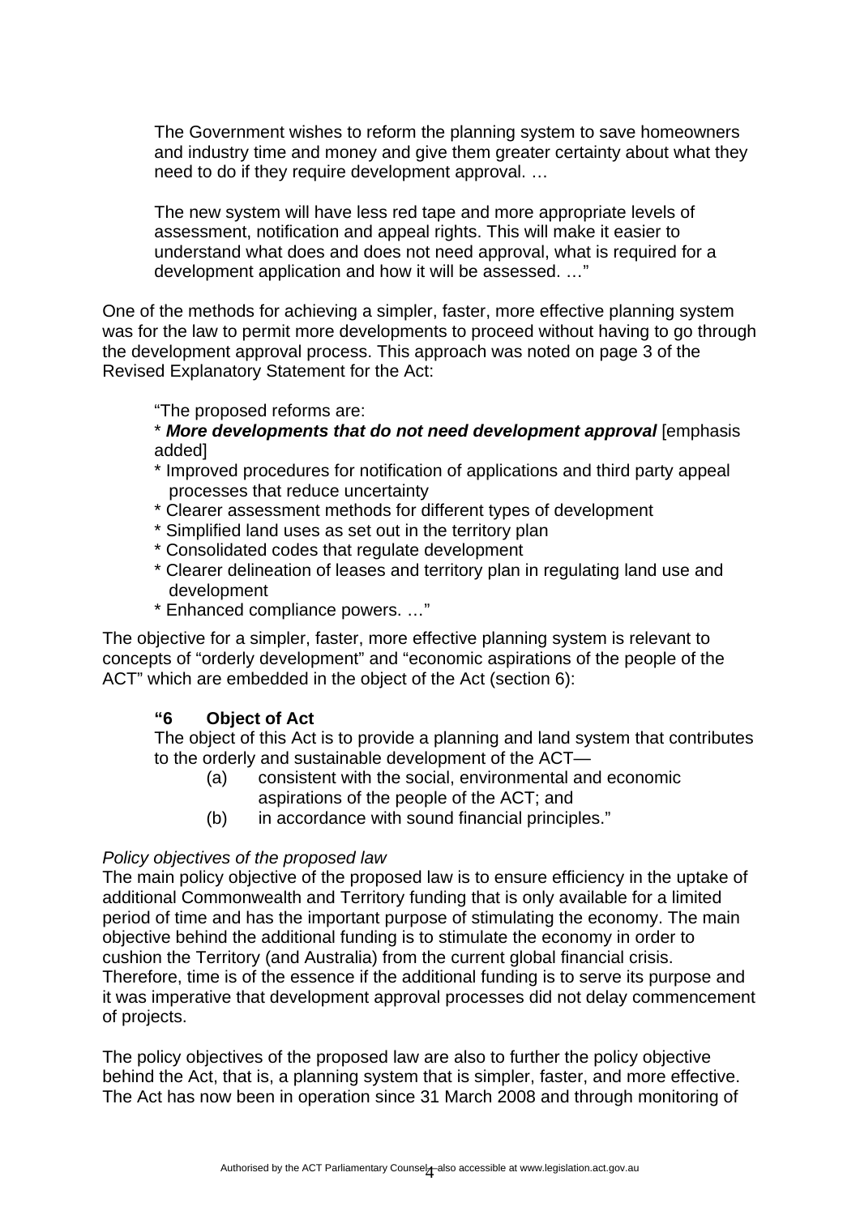> The Government wishes to reform the planning system to save homeowners and industry time and money and give them greater certainty about what they need to do if they require development approval. …
>
> The new system will have less red tape and more appropriate levels of assessment, notification and appeal rights. This will make it easier to understand what does and does not need approval, what is required for a development application and how it will be assessed. …"

One of the methods for achieving a simpler, faster, more effective planning system was for the law to permit more developments to proceed without having to go through the development approval process. This approach was noted on page 3 of the Revised Explanatory Statement for the Act:

> "The proposed reforms are:
> * ***More developments that do not need development approval*** [emphasis added]
> * Improved procedures for notification of applications and third party appeal processes that reduce uncertainty
> * Clearer assessment methods for different types of development
> * Simplified land uses as set out in the territory plan
> * Consolidated codes that regulate development
> * Clearer delineation of leases and territory plan in regulating land use and development
> * Enhanced compliance powers. …"

The objective for a simpler, faster, more effective planning system is relevant to concepts of "orderly development" and "economic aspirations of the people of the ACT" which are embedded in the object of the Act (section 6):

> **"6 Object of Act**
> The object of this Act is to provide a planning and land system that contributes to the orderly and sustainable development of the ACT—
> (a) consistent with the social, environmental and economic aspirations of the people of the ACT; and
> (b) in accordance with sound financial principles."

*Policy objectives of the proposed law*

The main policy objective of the proposed law is to ensure efficiency in the uptake of additional Commonwealth and Territory funding that is only available for a limited period of time and has the important purpose of stimulating the economy. The main objective behind the additional funding is to stimulate the economy in order to cushion the Territory (and Australia) from the current global financial crisis. Therefore, time is of the essence if the additional funding is to serve its purpose and it was imperative that development approval processes did not delay commencement of projects.

The policy objectives of the proposed law are also to further the policy objective behind the Act, that is, a planning system that is simpler, faster, and more effective. The Act has now been in operation since 31 March 2008 and through monitoring of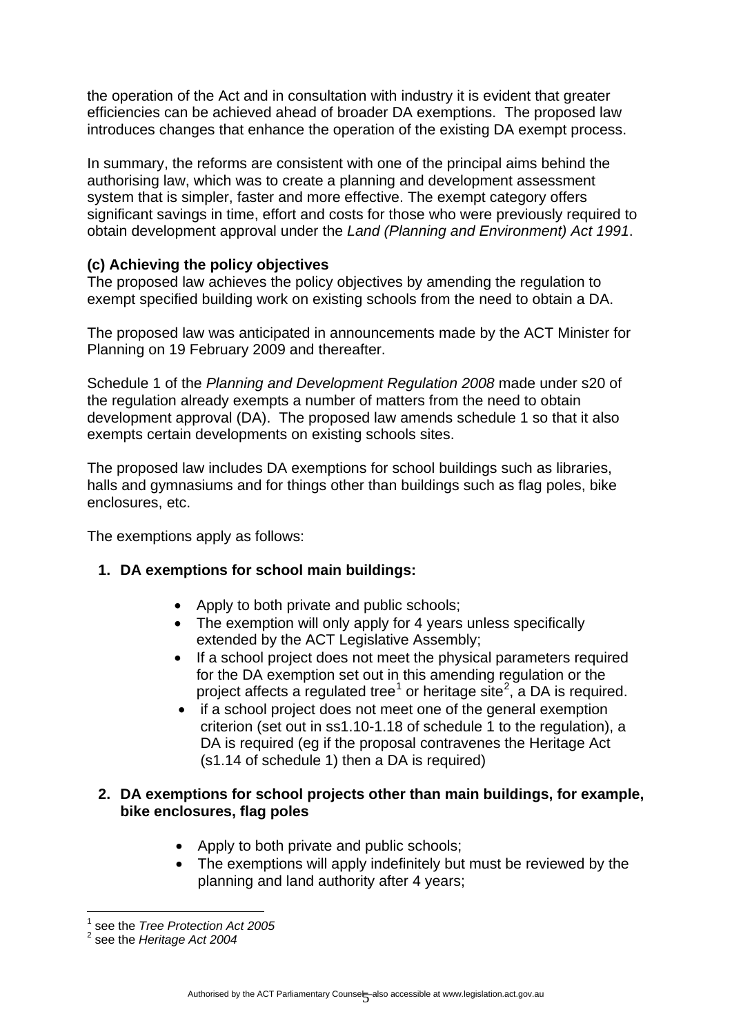the operation of the Act and in consultation with industry it is evident that greater efficiencies can be achieved ahead of broader DA exemptions. The proposed law introduces changes that enhance the operation of the existing DA exempt process.

In summary, the reforms are consistent with one of the principal aims behind the authorising law, which was to create a planning and development assessment system that is simpler, faster and more effective. The exempt category offers significant savings in time, effort and costs for those who were previously required to obtain development approval under the *Land (Planning and Environment) Act 1991*.

**(c) Achieving the policy objectives**

The proposed law achieves the policy objectives by amending the regulation to exempt specified building work on existing schools from the need to obtain a DA.

The proposed law was anticipated in announcements made by the ACT Minister for Planning on 19 February 2009 and thereafter.

Schedule 1 of the *Planning and Development Regulation 2008* made under s20 of the regulation already exempts a number of matters from the need to obtain development approval (DA). The proposed law amends schedule 1 so that it also exempts certain developments on existing schools sites.

The proposed law includes DA exemptions for school buildings such as libraries, halls and gymnasiums and for things other than buildings such as flag poles, bike enclosures, etc.

The exemptions apply as follows:

1. **DA exemptions for school main buildings:**

   - Apply to both private and public schools;
   - The exemption will only apply for 4 years unless specifically extended by the ACT Legislative Assembly;
   - If a school project does not meet the physical parameters required for the DA exemption set out in this amending regulation or the project affects a regulated tree[1] or heritage site[2], a DA is required.
   - if a school project does not meet one of the general exemption criterion (set out in ss1.10-1.18 of schedule 1 to the regulation), a DA is required (eg if the proposal contravenes the Heritage Act (s1.14 of schedule 1) then a DA is required)

2. **DA exemptions for school projects other than main buildings, for example, bike enclosures, flag poles**

   - Apply to both private and public schools;
   - The exemptions will apply indefinitely but must be reviewed by the planning and land authority after 4 years;

[1] see the *Tree Protection Act 2005*

[2] see the *Heritage Act 2004*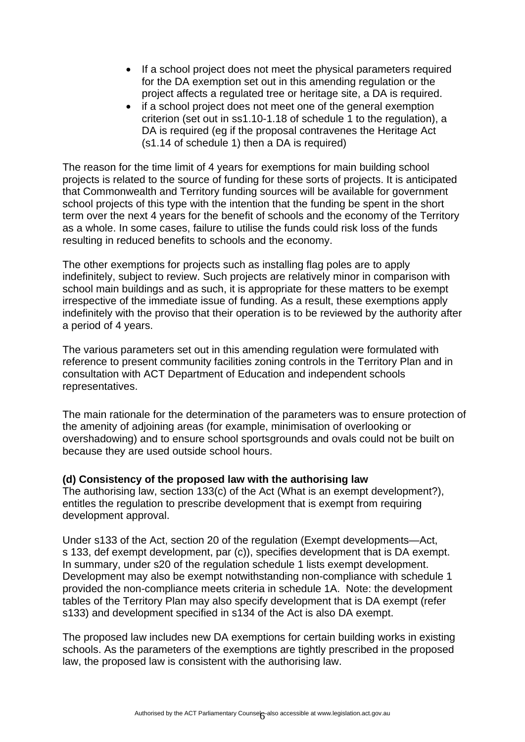- If a school project does not meet the physical parameters required for the DA exemption set out in this amending regulation or the project affects a regulated tree or heritage site, a DA is required.
- if a school project does not meet one of the general exemption criterion (set out in ss1.10-1.18 of schedule 1 to the regulation), a DA is required (eg if the proposal contravenes the Heritage Act (s1.14 of schedule 1) then a DA is required)

The reason for the time limit of 4 years for exemptions for main building school projects is related to the source of funding for these sorts of projects. It is anticipated that Commonwealth and Territory funding sources will be available for government school projects of this type with the intention that the funding be spent in the short term over the next 4 years for the benefit of schools and the economy of the Territory as a whole. In some cases, failure to utilise the funds could risk loss of the funds resulting in reduced benefits to schools and the economy.

The other exemptions for projects such as installing flag poles are to apply indefinitely, subject to review. Such projects are relatively minor in comparison with school main buildings and as such, it is appropriate for these matters to be exempt irrespective of the immediate issue of funding. As a result, these exemptions apply indefinitely with the proviso that their operation is to be reviewed by the authority after a period of 4 years.

The various parameters set out in this amending regulation were formulated with reference to present community facilities zoning controls in the Territory Plan and in consultation with ACT Department of Education and independent schools representatives.

The main rationale for the determination of the parameters was to ensure protection of the amenity of adjoining areas (for example, minimisation of overlooking or overshadowing) and to ensure school sportsgrounds and ovals could not be built on because they are used outside school hours.

**(d) Consistency of the proposed law with the authorising law**

The authorising law, section 133(c) of the Act (What is an exempt development?), entitles the regulation to prescribe development that is exempt from requiring development approval.

Under s133 of the Act, section 20 of the regulation (Exempt developments—Act, s 133, def exempt development, par (c)), specifies development that is DA exempt. In summary, under s20 of the regulation schedule 1 lists exempt development. Development may also be exempt notwithstanding non-compliance with schedule 1 provided the non-compliance meets criteria in schedule 1A. Note: the development tables of the Territory Plan may also specify development that is DA exempt (refer s133) and development specified in s134 of the Act is also DA exempt.

The proposed law includes new DA exemptions for certain building works in existing schools. As the parameters of the exemptions are tightly prescribed in the proposed law, the proposed law is consistent with the authorising law.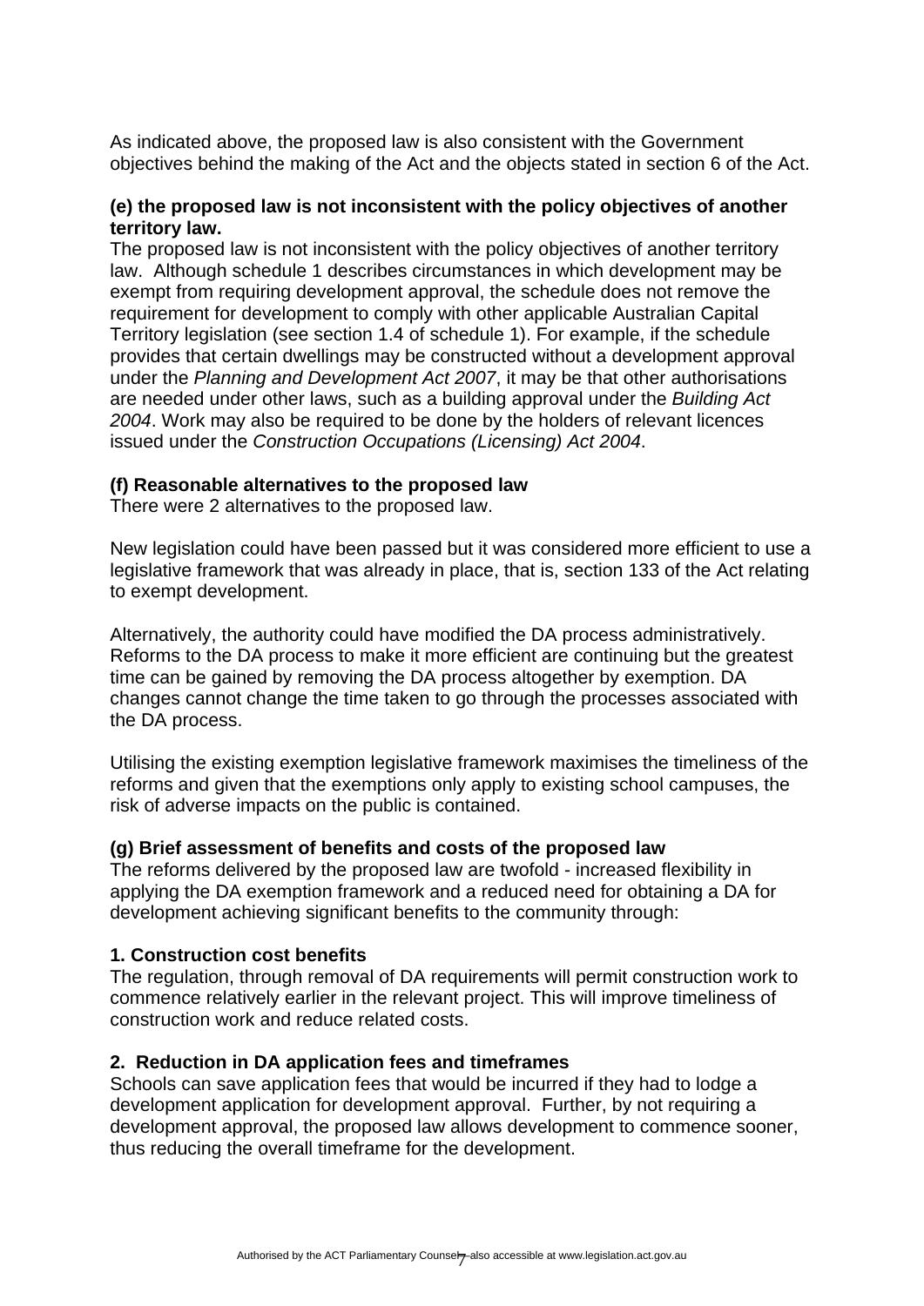As indicated above, the proposed law is also consistent with the Government objectives behind the making of the Act and the objects stated in section 6 of the Act.

**(e) the proposed law is not inconsistent with the policy objectives of another territory law.**

The proposed law is not inconsistent with the policy objectives of another territory law. Although schedule 1 describes circumstances in which development may be exempt from requiring development approval, the schedule does not remove the requirement for development to comply with other applicable Australian Capital Territory legislation (see section 1.4 of schedule 1). For example, if the schedule provides that certain dwellings may be constructed without a development approval under the *Planning and Development Act 2007*, it may be that other authorisations are needed under other laws, such as a building approval under the *Building Act 2004*. Work may also be required to be done by the holders of relevant licences issued under the *Construction Occupations (Licensing) Act 2004*.

**(f) Reasonable alternatives to the proposed law**

There were 2 alternatives to the proposed law.

New legislation could have been passed but it was considered more efficient to use a legislative framework that was already in place, that is, section 133 of the Act relating to exempt development.

Alternatively, the authority could have modified the DA process administratively. Reforms to the DA process to make it more efficient are continuing but the greatest time can be gained by removing the DA process altogether by exemption. DA changes cannot change the time taken to go through the processes associated with the DA process.

Utilising the existing exemption legislative framework maximises the timeliness of the reforms and given that the exemptions only apply to existing school campuses, the risk of adverse impacts on the public is contained.

**(g) Brief assessment of benefits and costs of the proposed law**

The reforms delivered by the proposed law are twofold - increased flexibility in applying the DA exemption framework and a reduced need for obtaining a DA for development achieving significant benefits to the community through:

**1. Construction cost benefits**

The regulation, through removal of DA requirements will permit construction work to commence relatively earlier in the relevant project. This will improve timeliness of construction work and reduce related costs.

**2. Reduction in DA application fees and timeframes**

Schools can save application fees that would be incurred if they had to lodge a development application for development approval. Further, by not requiring a development approval, the proposed law allows development to commence sooner, thus reducing the overall timeframe for the development.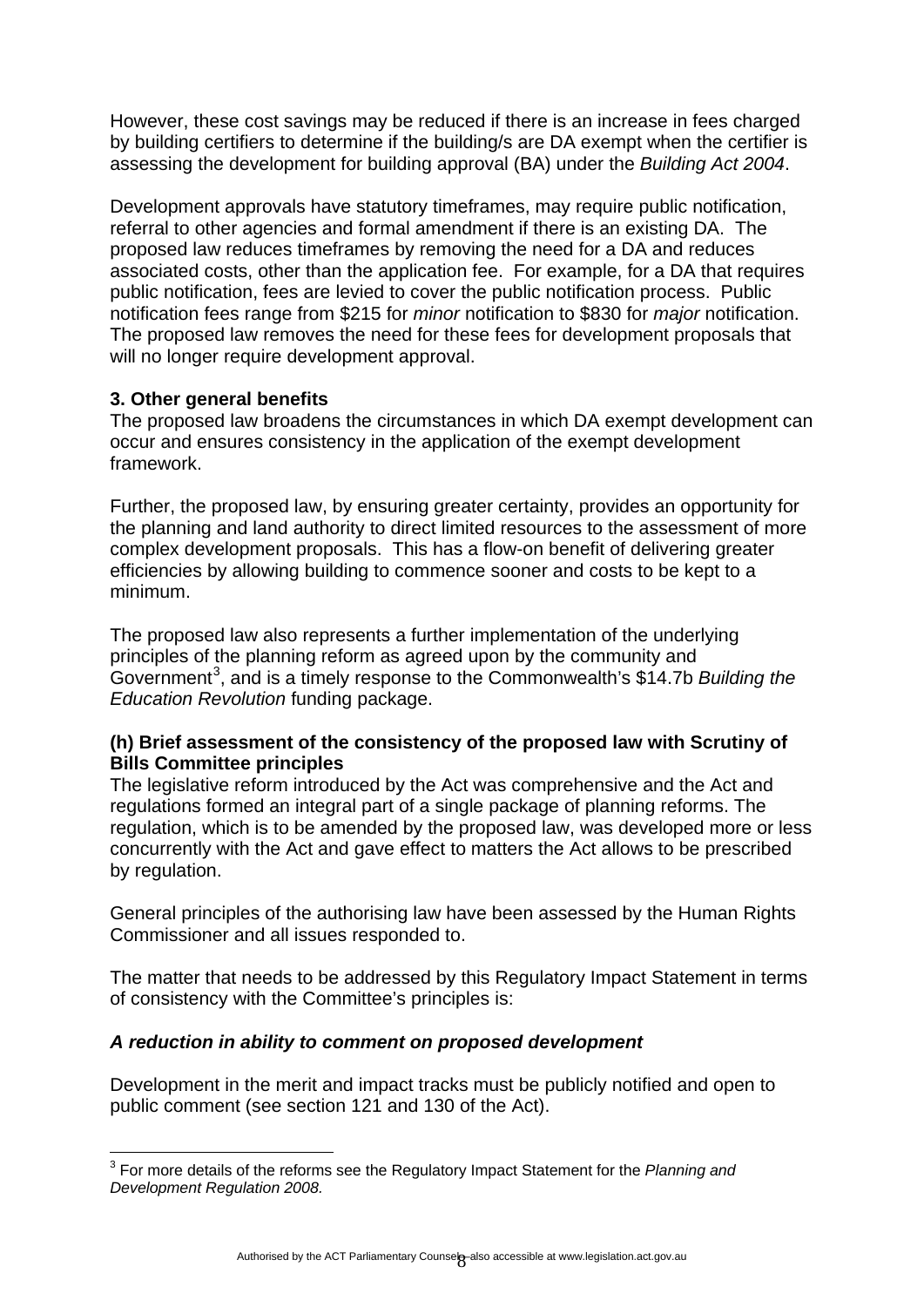However, these cost savings may be reduced if there is an increase in fees charged by building certifiers to determine if the building/s are DA exempt when the certifier is assessing the development for building approval (BA) under the *Building Act 2004*.

Development approvals have statutory timeframes, may require public notification, referral to other agencies and formal amendment if there is an existing DA. The proposed law reduces timeframes by removing the need for a DA and reduces associated costs, other than the application fee. For example, for a DA that requires public notification, fees are levied to cover the public notification process. Public notification fees range from $215 for *minor* notification to $830 for *major* notification. The proposed law removes the need for these fees for development proposals that will no longer require development approval.

**3. Other general benefits**

The proposed law broadens the circumstances in which DA exempt development can occur and ensures consistency in the application of the exempt development framework.

Further, the proposed law, by ensuring greater certainty, provides an opportunity for the planning and land authority to direct limited resources to the assessment of more complex development proposals. This has a flow-on benefit of delivering greater efficiencies by allowing building to commence sooner and costs to be kept to a minimum.

The proposed law also represents a further implementation of the underlying principles of the planning reform as agreed upon by the community and Government[3], and is a timely response to the Commonwealth's $14.7b *Building the Education Revolution* funding package.

**(h) Brief assessment of the consistency of the proposed law with Scrutiny of Bills Committee principles**

The legislative reform introduced by the Act was comprehensive and the Act and regulations formed an integral part of a single package of planning reforms. The regulation, which is to be amended by the proposed law, was developed more or less concurrently with the Act and gave effect to matters the Act allows to be prescribed by regulation.

General principles of the authorising law have been assessed by the Human Rights Commissioner and all issues responded to.

The matter that needs to be addressed by this Regulatory Impact Statement in terms of consistency with the Committee's principles is:

***A reduction in ability to comment on proposed development***

Development in the merit and impact tracks must be publicly notified and open to public comment (see section 121 and 130 of the Act).

[3] For more details of the reforms see the Regulatory Impact Statement for the *Planning and Development Regulation 2008.*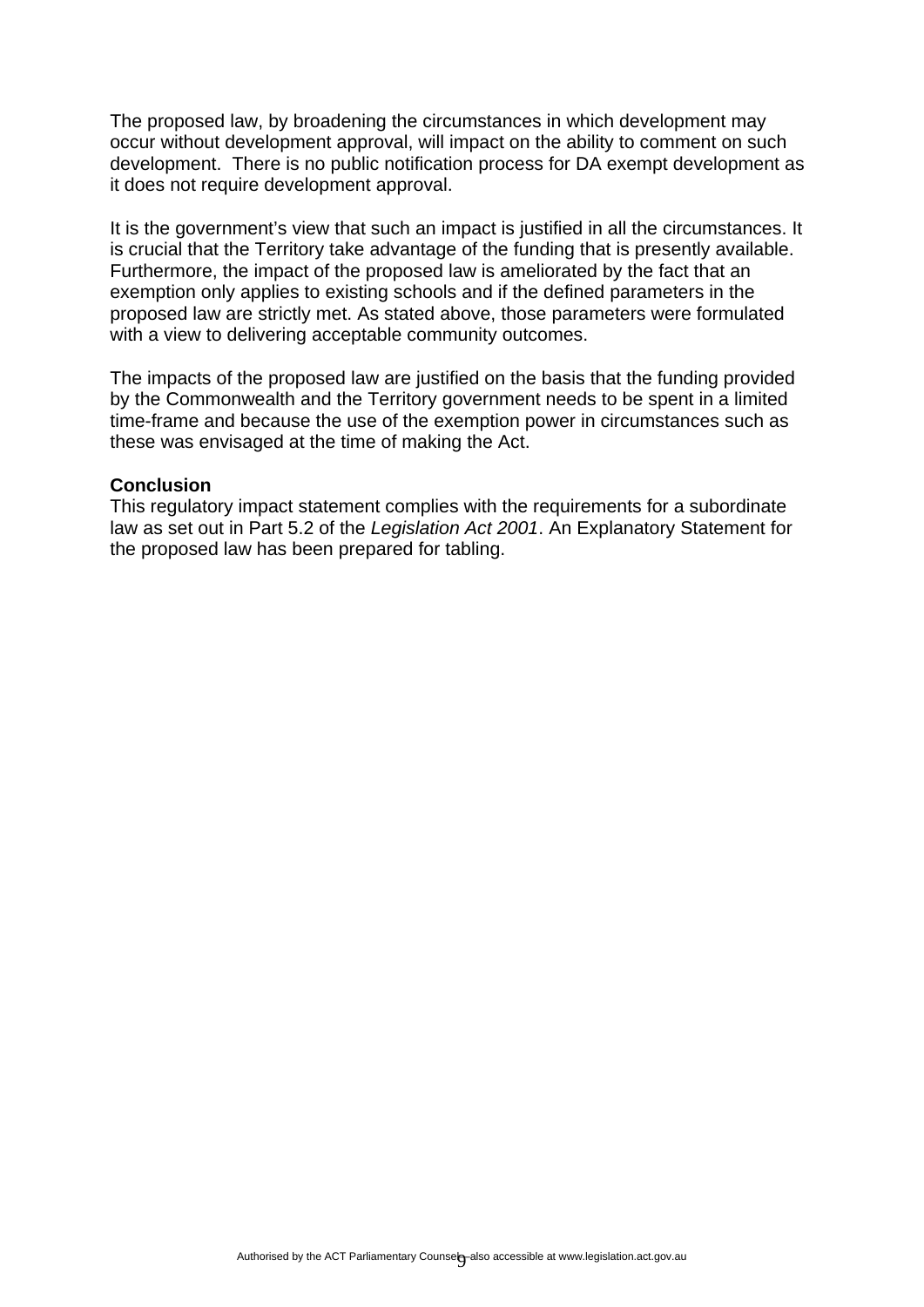The proposed law, by broadening the circumstances in which development may occur without development approval, will impact on the ability to comment on such development. There is no public notification process for DA exempt development as it does not require development approval.

It is the government's view that such an impact is justified in all the circumstances. It is crucial that the Territory take advantage of the funding that is presently available. Furthermore, the impact of the proposed law is ameliorated by the fact that an exemption only applies to existing schools and if the defined parameters in the proposed law are strictly met. As stated above, those parameters were formulated with a view to delivering acceptable community outcomes.

The impacts of the proposed law are justified on the basis that the funding provided by the Commonwealth and the Territory government needs to be spent in a limited time-frame and because the use of the exemption power in circumstances such as these was envisaged at the time of making the Act.

**Conclusion**

This regulatory impact statement complies with the requirements for a subordinate law as set out in Part 5.2 of the *Legislation Act 2001*. An Explanatory Statement for the proposed law has been prepared for tabling.